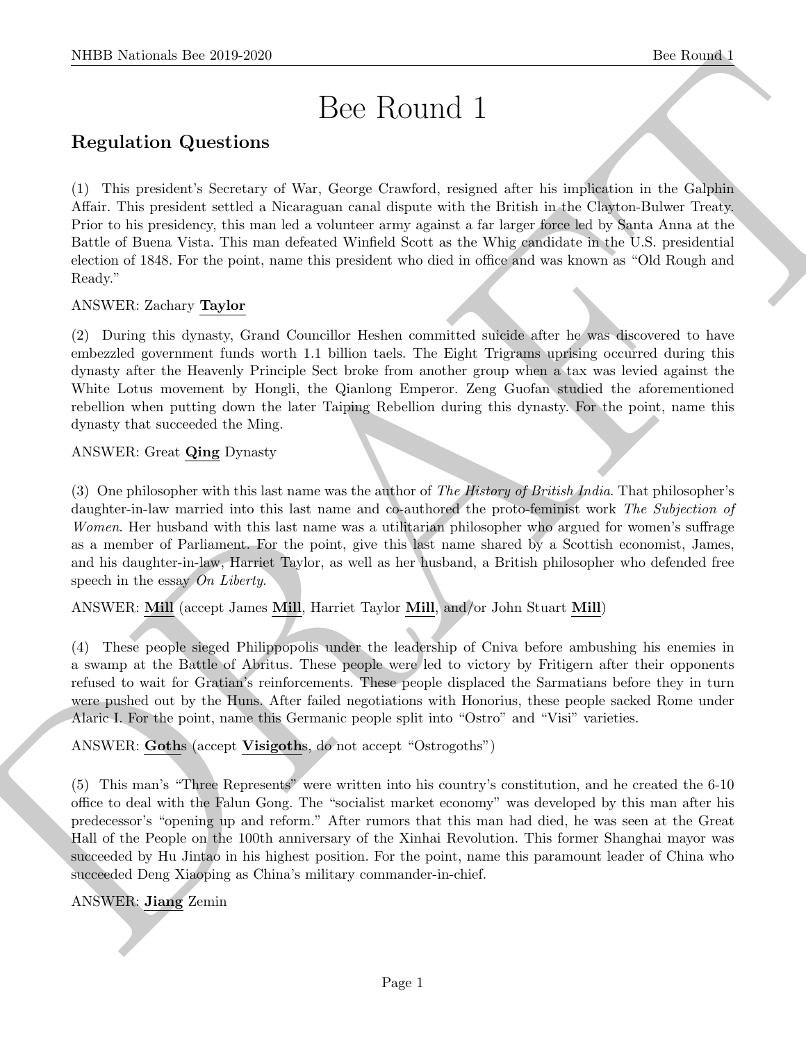# Bee Round 1

## Regulation Questions

(1) This president's Secretary of War, George Crawford, resigned after his implication in the Galphin Affair. This president settled a Nicaraguan canal dispute with the British in the Clayton-Bulwer Treaty. Prior to his presidency, this man led a volunteer army against a far larger force led by Santa Anna at the Battle of Buena Vista. This man defeated Winfield Scott as the Whig candidate in the U.S. presidential election of 1848. For the point, name this president who died in office and was known as "Old Rough and Ready."

ANSWER: Zachary **Taylor**

(2) During this dynasty, Grand Councillor Heshen committed suicide after he was discovered to have embezzled government funds worth 1.1 billion taels. The Eight Trigrams uprising occurred during this dynasty after the Heavenly Principle Sect broke from another group when a tax was levied against the White Lotus movement by Hongli, the Qianlong Emperor. Zeng Guofan studied the aforementioned rebellion when putting down the later Taiping Rebellion during this dynasty. For the point, name this dynasty that succeeded the Ming.

ANSWER: Great **Qing** Dynasty

(3) One philosopher with this last name was the author of *The History of British India*. That philosopher's daughter-in-law married into this last name and co-authored the proto-feminist work *The Subjection of Women*. Her husband with this last name was a utilitarian philosopher who argued for women's suffrage as a member of Parliament. For the point, give this last name shared by a Scottish economist, James, and his daughter-in-law, Harriet Taylor, as well as her husband, a British philosopher who defended free speech in the essay *On Liberty*.

ANSWER: **Mill** (accept James **Mill**, Harriet Taylor **Mill**, and/or John Stuart **Mill**)

(4) These people sieged Philippopolis under the leadership of Cniva before ambushing his enemies in a swamp at the Battle of Abritus. These people were led to victory by Fritigern after their opponents refused to wait for Gratian's reinforcements. These people displaced the Sarmatians before they in turn were pushed out by the Huns. After failed negotiations with Honorius, these people sacked Rome under Alaric I. For the point, name this Germanic people split into "Ostro" and "Visi" varieties.

ANSWER: **Goth**s (accept **Visigoth**s, do not accept "Ostrogoths")

(5) This man's "Three Represents" were written into his country's constitution, and he created the 6-10 office to deal with the Falun Gong. The "socialist market economy" was developed by this man after his predecessor's "opening up and reform." After rumors that this man had died, he was seen at the Great Hall of the People on the 100th anniversary of the Xinhai Revolution. This former Shanghai mayor was succeeded by Hu Jintao in his highest position. For the point, name this paramount leader of China who succeeded Deng Xiaoping as China's military commander-in-chief.

ANSWER: **Jiang** Zemin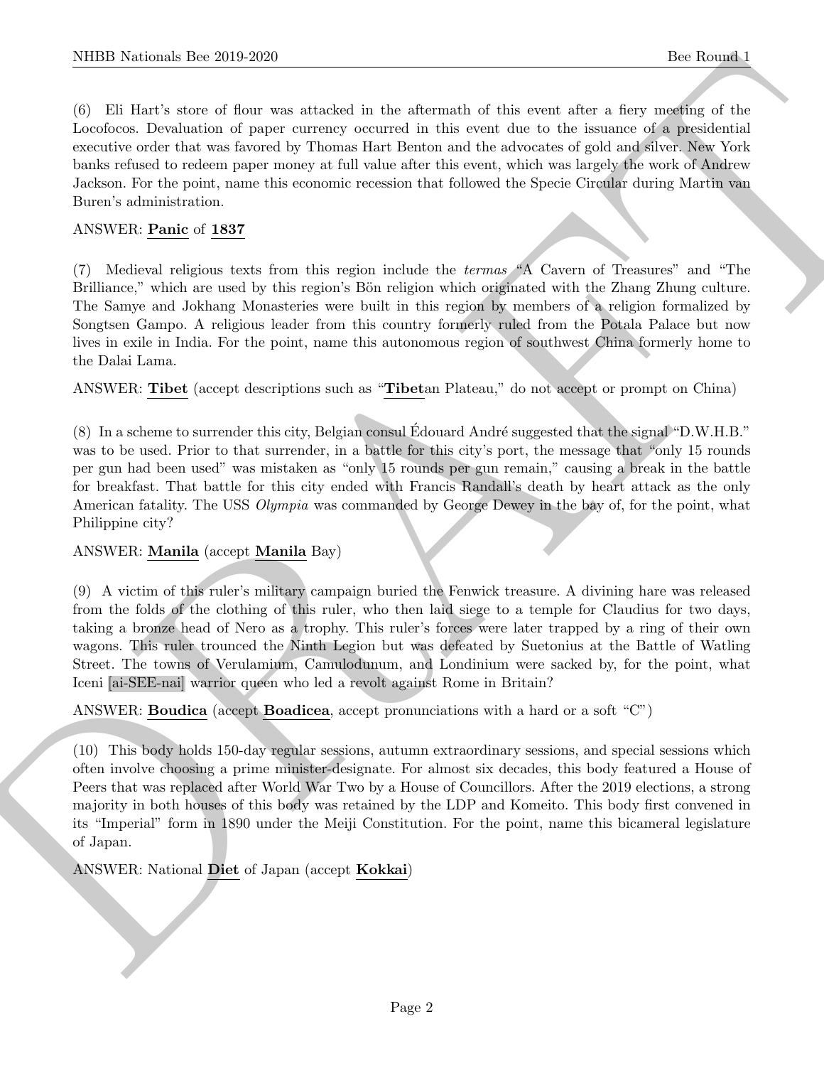(6) Eli Hart's store of flour was attacked in the aftermath of this event after a fiery meeting of the Locofocos. Devaluation of paper currency occurred in this event due to the issuance of a presidential executive order that was favored by Thomas Hart Benton and the advocates of gold and silver. New York banks refused to redeem paper money at full value after this event, which was largely the work of Andrew Jackson. For the point, name this economic recession that followed the Specie Circular during Martin van Buren's administration.

ANSWER: **Panic** of **1837**

(7) Medieval religious texts from this region include the *termas* "A Cavern of Treasures" and "The Brilliance," which are used by this region's Bön religion which originated with the Zhang Zhung culture. The Samye and Jokhang Monasteries were built in this region by members of a religion formalized by Songtsen Gampo. A religious leader from this country formerly ruled from the Potala Palace but now lives in exile in India. For the point, name this autonomous region of southwest China formerly home to the Dalai Lama.

ANSWER: **Tibet** (accept descriptions such as "**Tibet**an Plateau," do not accept or prompt on China)

(8) In a scheme to surrender this city, Belgian consul Édouard André suggested that the signal "D.W.H.B." was to be used. Prior to that surrender, in a battle for this city's port, the message that "only 15 rounds per gun had been used" was mistaken as "only 15 rounds per gun remain," causing a break in the battle for breakfast. That battle for this city ended with Francis Randall's death by heart attack as the only American fatality. The USS *Olympia* was commanded by George Dewey in the bay of, for the point, what Philippine city?

ANSWER: **Manila** (accept **Manila** Bay)

(9) A victim of this ruler's military campaign buried the Fenwick treasure. A divining hare was released from the folds of the clothing of this ruler, who then laid siege to a temple for Claudius for two days, taking a bronze head of Nero as a trophy. This ruler's forces were later trapped by a ring of their own wagons. This ruler trounced the Ninth Legion but was defeated by Suetonius at the Battle of Watling Street. The towns of Verulamium, Camulodunum, and Londinium were sacked by, for the point, what Iceni [ai-SEE-nai] warrior queen who led a revolt against Rome in Britain?

ANSWER: **Boudica** (accept **Boadicea**, accept pronunciations with a hard or a soft "C")

(10) This body holds 150-day regular sessions, autumn extraordinary sessions, and special sessions which often involve choosing a prime minister-designate. For almost six decades, this body featured a House of Peers that was replaced after World War Two by a House of Councillors. After the 2019 elections, a strong majority in both houses of this body was retained by the LDP and Komeito. This body first convened in its "Imperial" form in 1890 under the Meiji Constitution. For the point, name this bicameral legislature of Japan.

ANSWER: National **Diet** of Japan (accept **Kokkai**)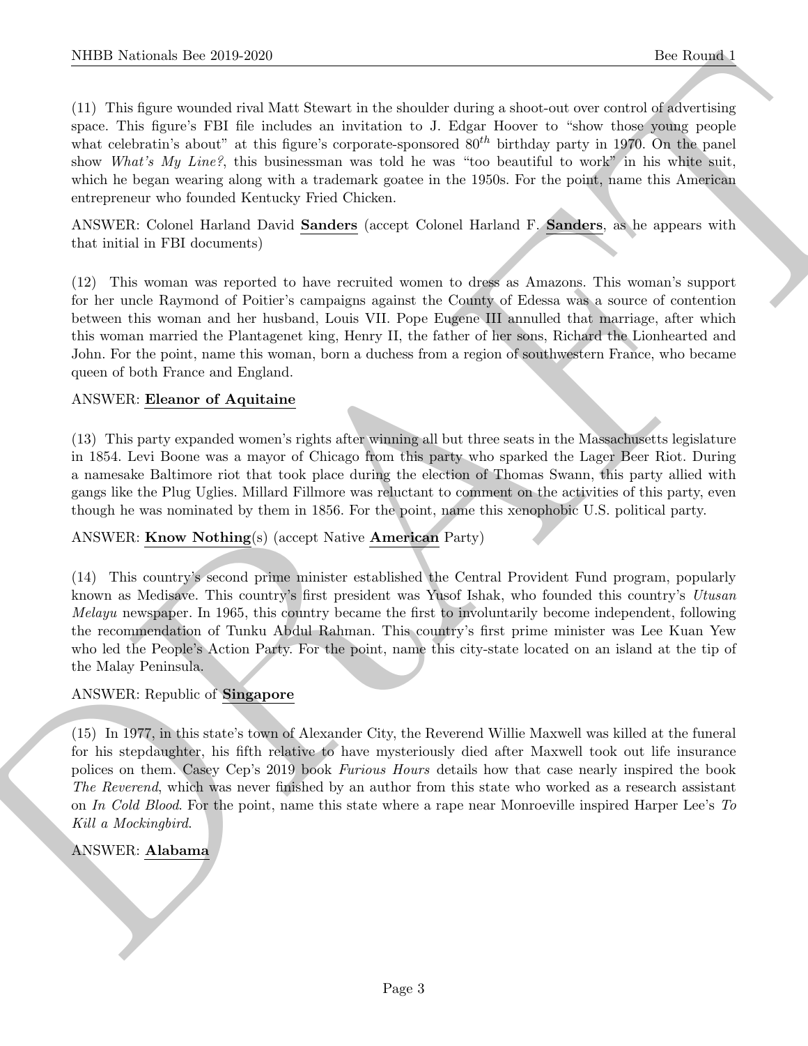(11) This figure wounded rival Matt Stewart in the shoulder during a shoot-out over control of advertising space. This figure's FBI file includes an invitation to J. Edgar Hoover to "show those young people what celebratin's about" at this figure's corporate-sponsored $80^{th}$ birthday party in 1970. On the panel show *What's My Line?*, this businessman was told he was "too beautiful to work" in his white suit, which he began wearing along with a trademark goatee in the 1950s. For the point, name this American entrepreneur who founded Kentucky Fried Chicken.

ANSWER: Colonel Harland David **Sanders** (accept Colonel Harland F. **Sanders**, as he appears with that initial in FBI documents)

(12) This woman was reported to have recruited women to dress as Amazons. This woman's support for her uncle Raymond of Poitier's campaigns against the County of Edessa was a source of contention between this woman and her husband, Louis VII. Pope Eugene III annulled that marriage, after which this woman married the Plantagenet king, Henry II, the father of her sons, Richard the Lionhearted and John. For the point, name this woman, born a duchess from a region of southwestern France, who became queen of both France and England.

ANSWER: **Eleanor of Aquitaine**

(13) This party expanded women's rights after winning all but three seats in the Massachusetts legislature in 1854. Levi Boone was a mayor of Chicago from this party who sparked the Lager Beer Riot. During a namesake Baltimore riot that took place during the election of Thomas Swann, this party allied with gangs like the Plug Uglies. Millard Fillmore was reluctant to comment on the activities of this party, even though he was nominated by them in 1856. For the point, name this xenophobic U.S. political party.

ANSWER: **Know Nothing**(s) (accept Native **American** Party)

(14) This country's second prime minister established the Central Provident Fund program, popularly known as Medisave. This country's first president was Yusof Ishak, who founded this country's *Utusan Melayu* newspaper. In 1965, this country became the first to involuntarily become independent, following the recommendation of Tunku Abdul Rahman. This country's first prime minister was Lee Kuan Yew who led the People's Action Party. For the point, name this city-state located on an island at the tip of the Malay Peninsula.

ANSWER: Republic of **Singapore**

(15) In 1977, in this state's town of Alexander City, the Reverend Willie Maxwell was killed at the funeral for his stepdaughter, his fifth relative to have mysteriously died after Maxwell took out life insurance polices on them. Casey Cep's 2019 book *Furious Hours* details how that case nearly inspired the book *The Reverend*, which was never finished by an author from this state who worked as a research assistant on *In Cold Blood*. For the point, name this state where a rape near Monroeville inspired Harper Lee's *To Kill a Mockingbird*.

ANSWER: **Alabama**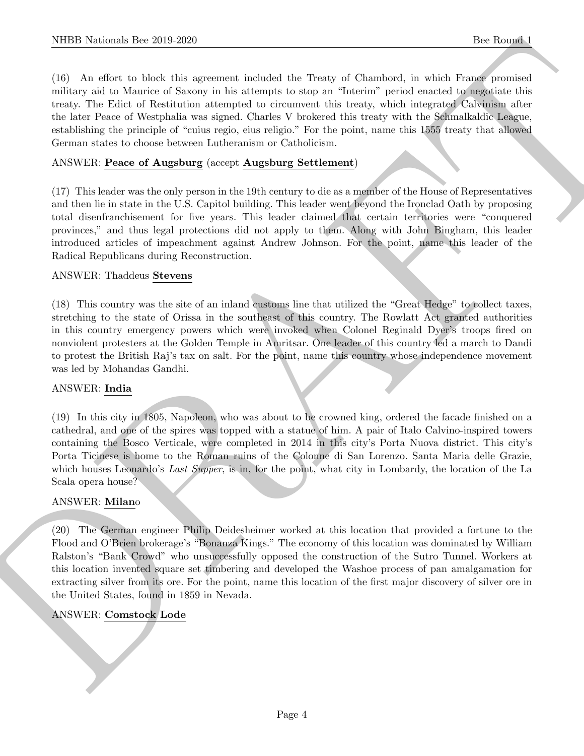(16) An effort to block this agreement included the Treaty of Chambord, in which France promised military aid to Maurice of Saxony in his attempts to stop an "Interim" period enacted to negotiate this treaty. The Edict of Restitution attempted to circumvent this treaty, which integrated Calvinism after the later Peace of Westphalia was signed. Charles V brokered this treaty with the Schmalkaldic League, establishing the principle of "cuius regio, eius religio." For the point, name this 1555 treaty that allowed German states to choose between Lutheranism or Catholicism.

ANSWER: **Peace of Augsburg** (accept **Augsburg Settlement**)

(17) This leader was the only person in the 19th century to die as a member of the House of Representatives and then lie in state in the U.S. Capitol building. This leader went beyond the Ironclad Oath by proposing total disenfranchisement for five years. This leader claimed that certain territories were "conquered provinces," and thus legal protections did not apply to them. Along with John Bingham, this leader introduced articles of impeachment against Andrew Johnson. For the point, name this leader of the Radical Republicans during Reconstruction.

ANSWER: Thaddeus **Stevens**

(18) This country was the site of an inland customs line that utilized the "Great Hedge" to collect taxes, stretching to the state of Orissa in the southeast of this country. The Rowlatt Act granted authorities in this country emergency powers which were invoked when Colonel Reginald Dyer's troops fired on nonviolent protesters at the Golden Temple in Amritsar. One leader of this country led a march to Dandi to protest the British Raj's tax on salt. For the point, name this country whose independence movement was led by Mohandas Gandhi.

ANSWER: **India**

(19) In this city in 1805, Napoleon, who was about to be crowned king, ordered the facade finished on a cathedral, and one of the spires was topped with a statue of him. A pair of Italo Calvino-inspired towers containing the Bosco Verticale, were completed in 2014 in this city's Porta Nuova district. This city's Porta Ticinese is home to the Roman ruins of the Colonne di San Lorenzo. Santa Maria delle Grazie, which houses Leonardo's *Last Supper*, is in, for the point, what city in Lombardy, the location of the La Scala opera house?

ANSWER: **Milan**o

(20) The German engineer Philip Deidesheimer worked at this location that provided a fortune to the Flood and O'Brien brokerage's "Bonanza Kings." The economy of this location was dominated by William Ralston's "Bank Crowd" who unsuccessfully opposed the construction of the Sutro Tunnel. Workers at this location invented square set timbering and developed the Washoe process of pan amalgamation for extracting silver from its ore. For the point, name this location of the first major discovery of silver ore in the United States, found in 1859 in Nevada.

ANSWER: **Comstock Lode**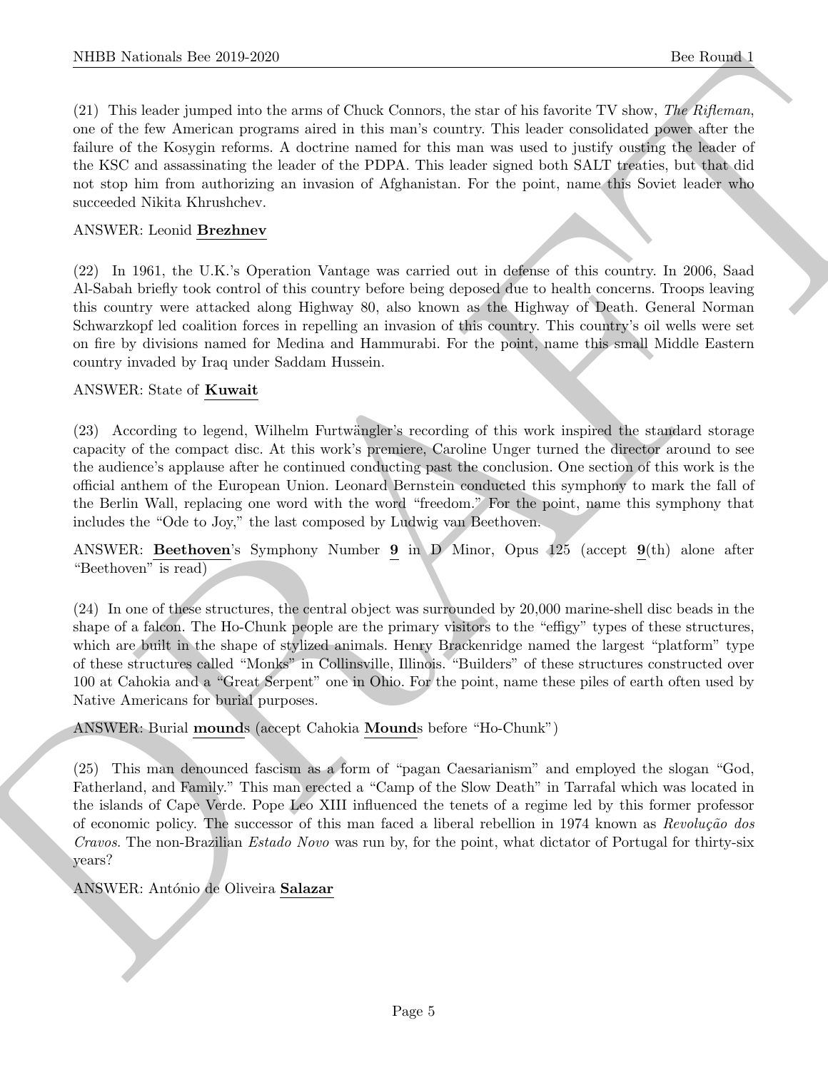(21) This leader jumped into the arms of Chuck Connors, the star of his favorite TV show, *The Rifleman*, one of the few American programs aired in this man's country. This leader consolidated power after the failure of the Kosygin reforms. A doctrine named for this man was used to justify ousting the leader of the KSC and assassinating the leader of the PDPA. This leader signed both SALT treaties, but that did not stop him from authorizing an invasion of Afghanistan. For the point, name this Soviet leader who succeeded Nikita Khrushchev.

ANSWER: Leonid **Brezhnev**

(22) In 1961, the U.K.'s Operation Vantage was carried out in defense of this country. In 2006, Saad Al-Sabah briefly took control of this country before being deposed due to health concerns. Troops leaving this country were attacked along Highway 80, also known as the Highway of Death. General Norman Schwarzkopf led coalition forces in repelling an invasion of this country. This country's oil wells were set on fire by divisions named for Medina and Hammurabi. For the point, name this small Middle Eastern country invaded by Iraq under Saddam Hussein.

ANSWER: State of **Kuwait**

(23) According to legend, Wilhelm Furtwängler's recording of this work inspired the standard storage capacity of the compact disc. At this work's premiere, Caroline Unger turned the director around to see the audience's applause after he continued conducting past the conclusion. One section of this work is the official anthem of the European Union. Leonard Bernstein conducted this symphony to mark the fall of the Berlin Wall, replacing one word with the word "freedom." For the point, name this symphony that includes the "Ode to Joy," the last composed by Ludwig van Beethoven.

ANSWER: **Beethoven**'s Symphony Number **9** in D Minor, Opus 125 (accept **9**(th) alone after "Beethoven" is read)

(24) In one of these structures, the central object was surrounded by 20,000 marine-shell disc beads in the shape of a falcon. The Ho-Chunk people are the primary visitors to the "effigy" types of these structures, which are built in the shape of stylized animals. Henry Brackenridge named the largest "platform" type of these structures called "Monks" in Collinsville, Illinois. "Builders" of these structures constructed over 100 at Cahokia and a "Great Serpent" one in Ohio. For the point, name these piles of earth often used by Native Americans for burial purposes.

ANSWER: Burial **mound**s (accept Cahokia **Mound**s before "Ho-Chunk")

(25) This man denounced fascism as a form of "pagan Caesarianism" and employed the slogan "God, Fatherland, and Family." This man erected a "Camp of the Slow Death" in Tarrafal which was located in the islands of Cape Verde. Pope Leo XIII influenced the tenets of a regime led by this former professor of economic policy. The successor of this man faced a liberal rebellion in 1974 known as *Revolução dos Cravos*. The non-Brazilian *Estado Novo* was run by, for the point, what dictator of Portugal for thirty-six years?

ANSWER: António de Oliveira **Salazar**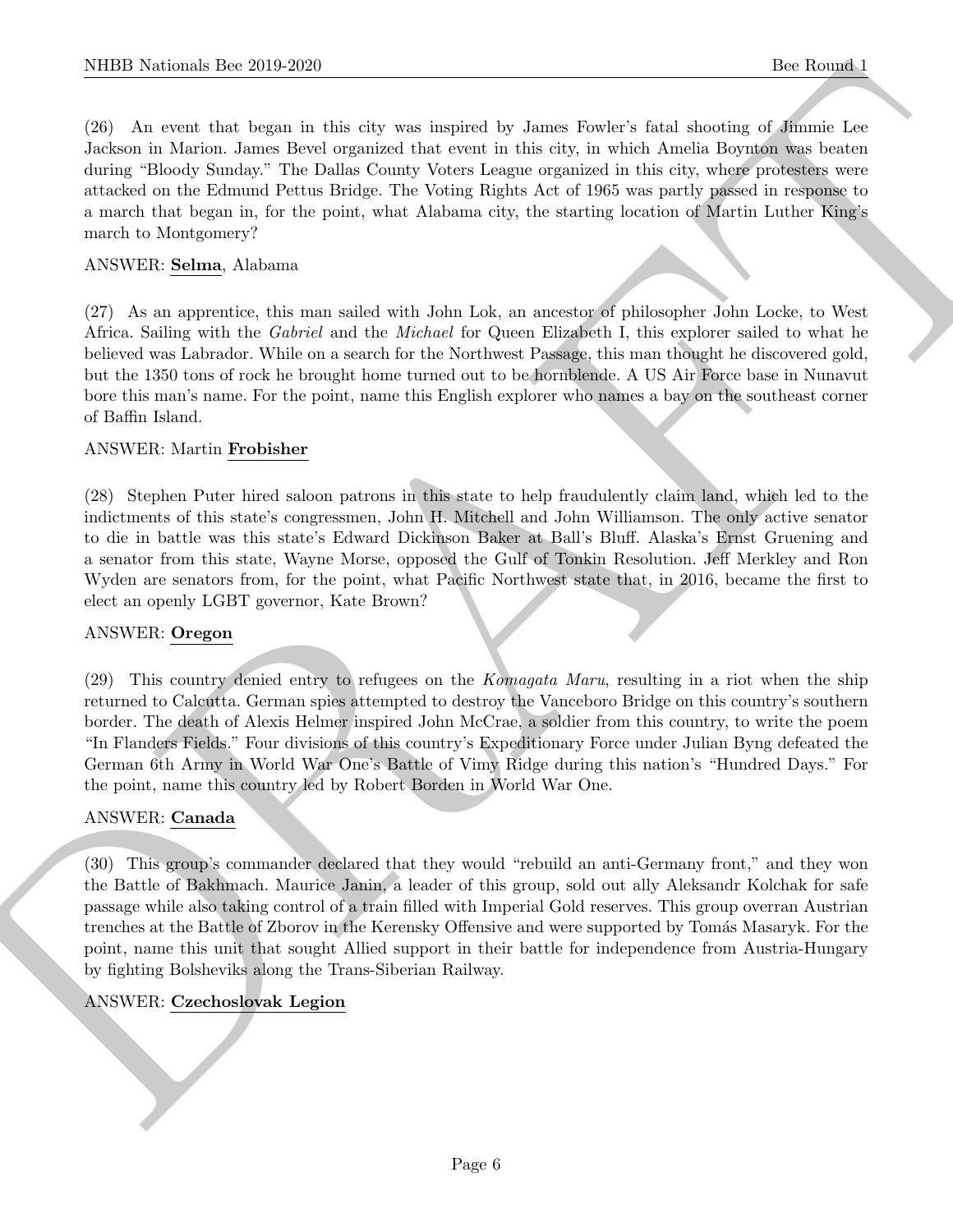(26) An event that began in this city was inspired by James Fowler's fatal shooting of Jimmie Lee Jackson in Marion. James Bevel organized that event in this city, in which Amelia Boynton was beaten during "Bloody Sunday." The Dallas County Voters League organized in this city, where protesters were attacked on the Edmund Pettus Bridge. The Voting Rights Act of 1965 was partly passed in response to a march that began in, for the point, what Alabama city, the starting location of Martin Luther King's march to Montgomery?

ANSWER: **Selma**, Alabama

(27) As an apprentice, this man sailed with John Lok, an ancestor of philosopher John Locke, to West Africa. Sailing with the *Gabriel* and the *Michael* for Queen Elizabeth I, this explorer sailed to what he believed was Labrador. While on a search for the Northwest Passage, this man thought he discovered gold, but the 1350 tons of rock he brought home turned out to be hornblende. A US Air Force base in Nunavut bore this man's name. For the point, name this English explorer who names a bay on the southeast corner of Baffin Island.

ANSWER: Martin **Frobisher**

(28) Stephen Puter hired saloon patrons in this state to help fraudulently claim land, which led to the indictments of this state's congressmen, John H. Mitchell and John Williamson. The only active senator to die in battle was this state's Edward Dickinson Baker at Ball's Bluff. Alaska's Ernst Gruening and a senator from this state, Wayne Morse, opposed the Gulf of Tonkin Resolution. Jeff Merkley and Ron Wyden are senators from, for the point, what Pacific Northwest state that, in 2016, became the first to elect an openly LGBT governor, Kate Brown?

ANSWER: **Oregon**

(29) This country denied entry to refugees on the *Komagata Maru*, resulting in a riot when the ship returned to Calcutta. German spies attempted to destroy the Vanceboro Bridge on this country's southern border. The death of Alexis Helmer inspired John McCrae, a soldier from this country, to write the poem "In Flanders Fields." Four divisions of this country's Expeditionary Force under Julian Byng defeated the German 6th Army in World War One's Battle of Vimy Ridge during this nation's "Hundred Days." For the point, name this country led by Robert Borden in World War One.

ANSWER: **Canada**

(30) This group's commander declared that they would "rebuild an anti-Germany front," and they won the Battle of Bakhmach. Maurice Janin, a leader of this group, sold out ally Aleksandr Kolchak for safe passage while also taking control of a train filled with Imperial Gold reserves. This group overran Austrian trenches at the Battle of Zborov in the Kerensky Offensive and were supported by Tomás Masaryk. For the point, name this unit that sought Allied support in their battle for independence from Austria-Hungary by fighting Bolsheviks along the Trans-Siberian Railway.

ANSWER: **Czechoslovak Legion**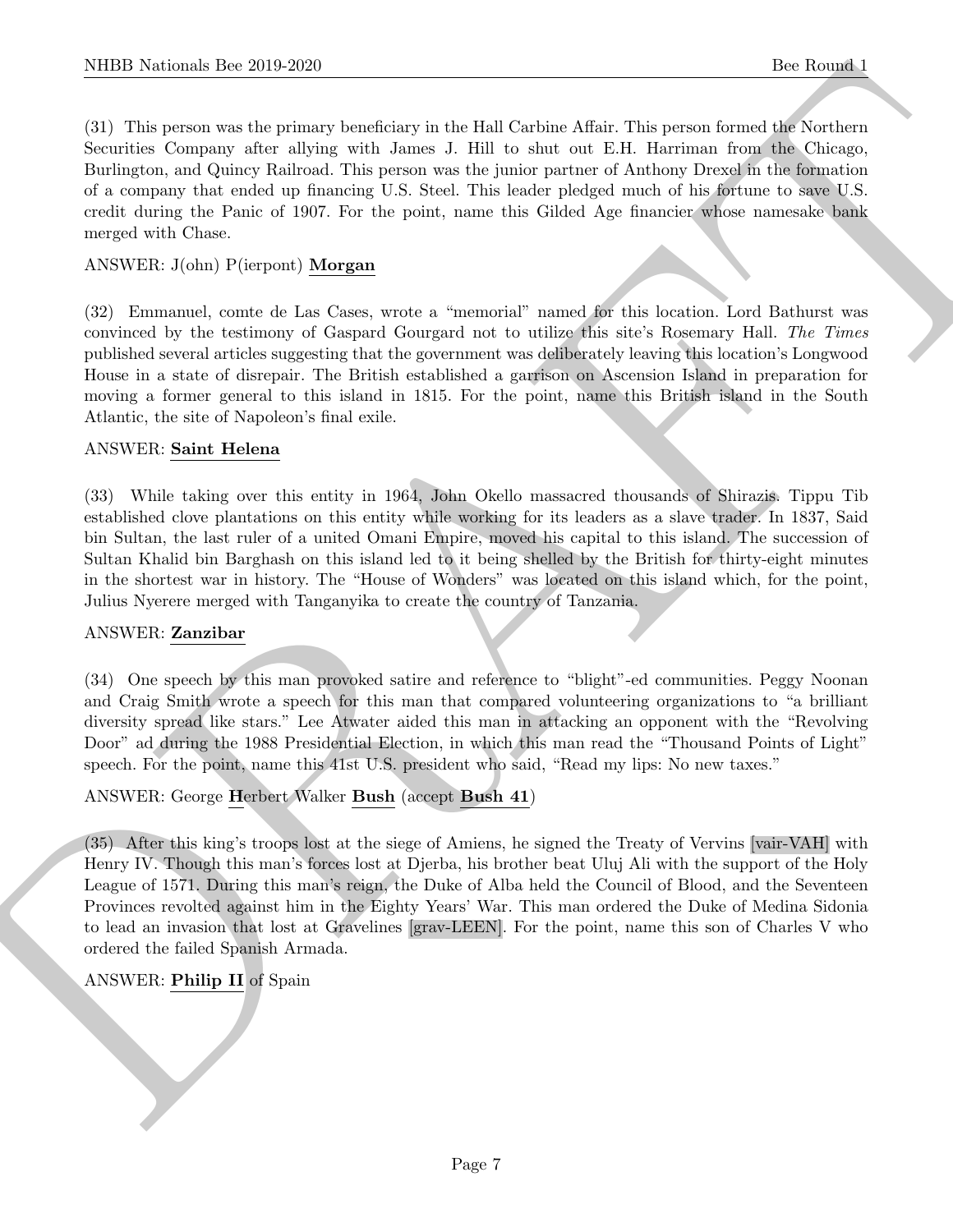(31) This person was the primary beneficiary in the Hall Carbine Affair. This person formed the Northern Securities Company after allying with James J. Hill to shut out E.H. Harriman from the Chicago, Burlington, and Quincy Railroad. This person was the junior partner of Anthony Drexel in the formation of a company that ended up financing U.S. Steel. This leader pledged much of his fortune to save U.S. credit during the Panic of 1907. For the point, name this Gilded Age financier whose namesake bank merged with Chase.

ANSWER: J(ohn) P(ierpont) **Morgan**

(32) Emmanuel, comte de Las Cases, wrote a "memorial" named for this location. Lord Bathurst was convinced by the testimony of Gaspard Gourgard not to utilize this site's Rosemary Hall. *The Times* published several articles suggesting that the government was deliberately leaving this location's Longwood House in a state of disrepair. The British established a garrison on Ascension Island in preparation for moving a former general to this island in 1815. For the point, name this British island in the South Atlantic, the site of Napoleon's final exile.

ANSWER: **Saint Helena**

(33) While taking over this entity in 1964, John Okello massacred thousands of Shirazis. Tippu Tib established clove plantations on this entity while working for its leaders as a slave trader. In 1837, Said bin Sultan, the last ruler of a united Omani Empire, moved his capital to this island. The succession of Sultan Khalid bin Barghash on this island led to it being shelled by the British for thirty-eight minutes in the shortest war in history. The "House of Wonders" was located on this island which, for the point, Julius Nyerere merged with Tanganyika to create the country of Tanzania.

ANSWER: **Zanzibar**

(34) One speech by this man provoked satire and reference to "blight"-ed communities. Peggy Noonan and Craig Smith wrote a speech for this man that compared volunteering organizations to "a brilliant diversity spread like stars." Lee Atwater aided this man in attacking an opponent with the "Revolving Door" ad during the 1988 Presidential Election, in which this man read the "Thousand Points of Light" speech. For the point, name this 41st U.S. president who said, "Read my lips: No new taxes."

ANSWER: George **H**erbert Walker **Bush** (accept **Bush 41**)

(35) After this king's troops lost at the siege of Amiens, he signed the Treaty of Vervins [vair-VAH] with Henry IV. Though this man's forces lost at Djerba, his brother beat Uluj Ali with the support of the Holy League of 1571. During this man's reign, the Duke of Alba held the Council of Blood, and the Seventeen Provinces revolted against him in the Eighty Years' War. This man ordered the Duke of Medina Sidonia to lead an invasion that lost at Gravelines [grav-LEEN]. For the point, name this son of Charles V who ordered the failed Spanish Armada.

ANSWER: **Philip II** of Spain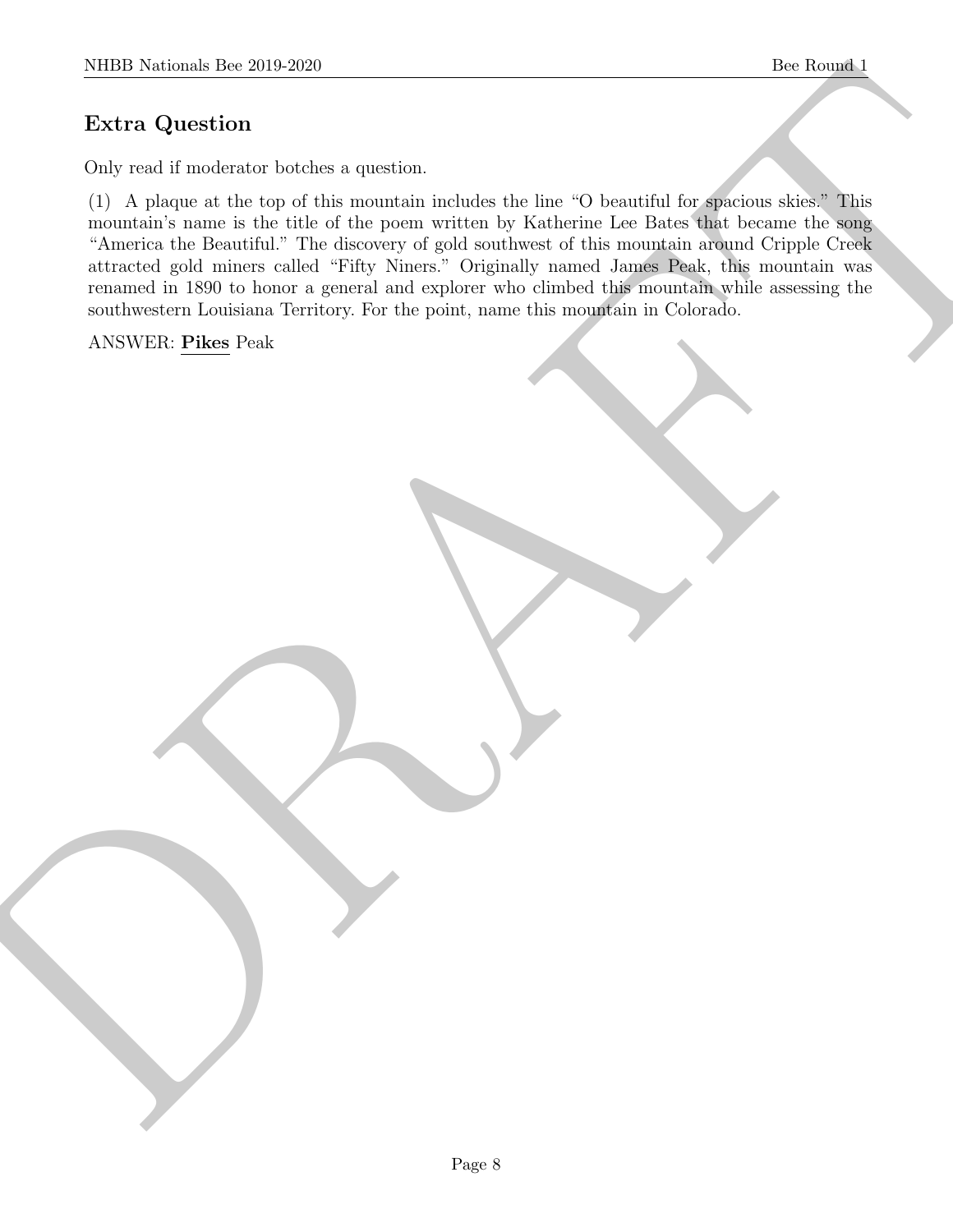## Extra Question

Only read if moderator botches a question.

(1) A plaque at the top of this mountain includes the line "O beautiful for spacious skies." This mountain's name is the title of the poem written by Katherine Lee Bates that became the song "America the Beautiful." The discovery of gold southwest of this mountain around Cripple Creek attracted gold miners called "Fifty Niners." Originally named James Peak, this mountain was renamed in 1890 to honor a general and explorer who climbed this mountain while assessing the southwestern Louisiana Territory. For the point, name this mountain in Colorado.

ANSWER: **Pikes** Peak